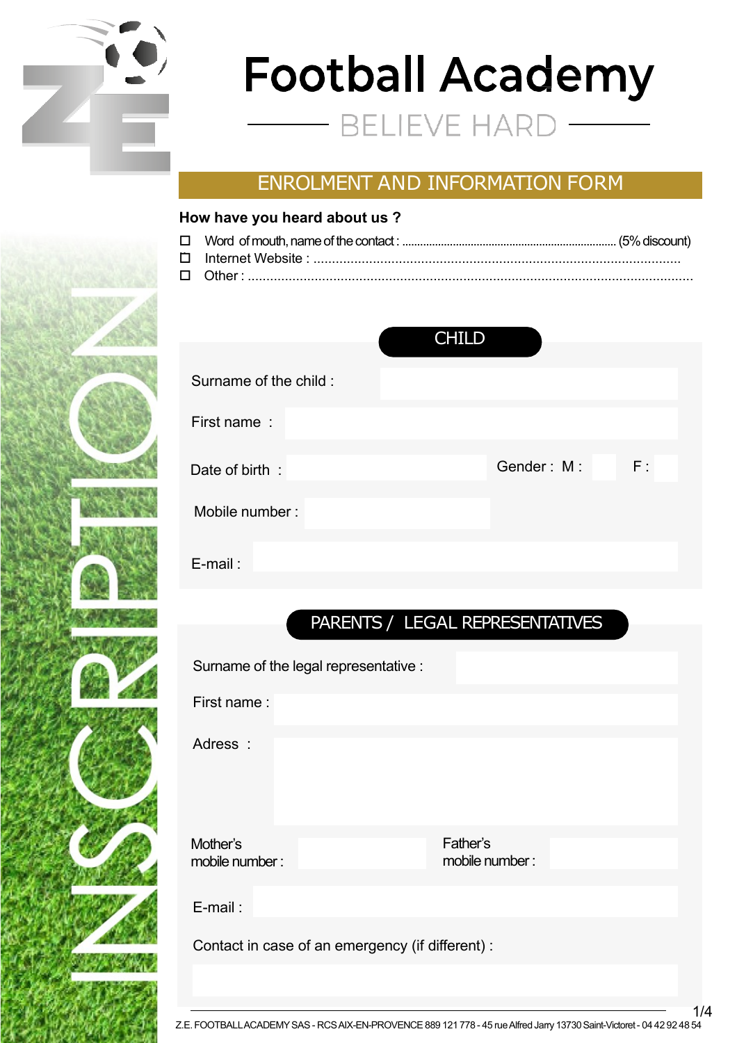# Football Academy

BELIEVE HARD

## ENROLMENT AND INFORMATION FORM

**How have you heard about us ?**

- ☐ Word of mouth, name of the contact : ........................................................................ (5% discount)
- ☐ Internet Website : ......................................................................................................
- ☐ Other : .......................................................................................................................

### CHILD

Surname of the child :

First name :

Date of birth : Gender : M : F :

Mobile number :

E-mail :

### PARENTS / LEGAL REPRESENTATIVES

Surname of the legal representative :

First name :

Adress :

Mother's mobile number : Father's mobile number :

E-mail :

Contact in case of an emergency (if different) :

Z.E. FOOTBALL ACADEMY SAS - RCS AIX-EN-PROVENCE 889 121 778 - 45 rue Alfred Jarry 13730 Saint-Victoret - 04 42 92 48 54

INSCRIPTION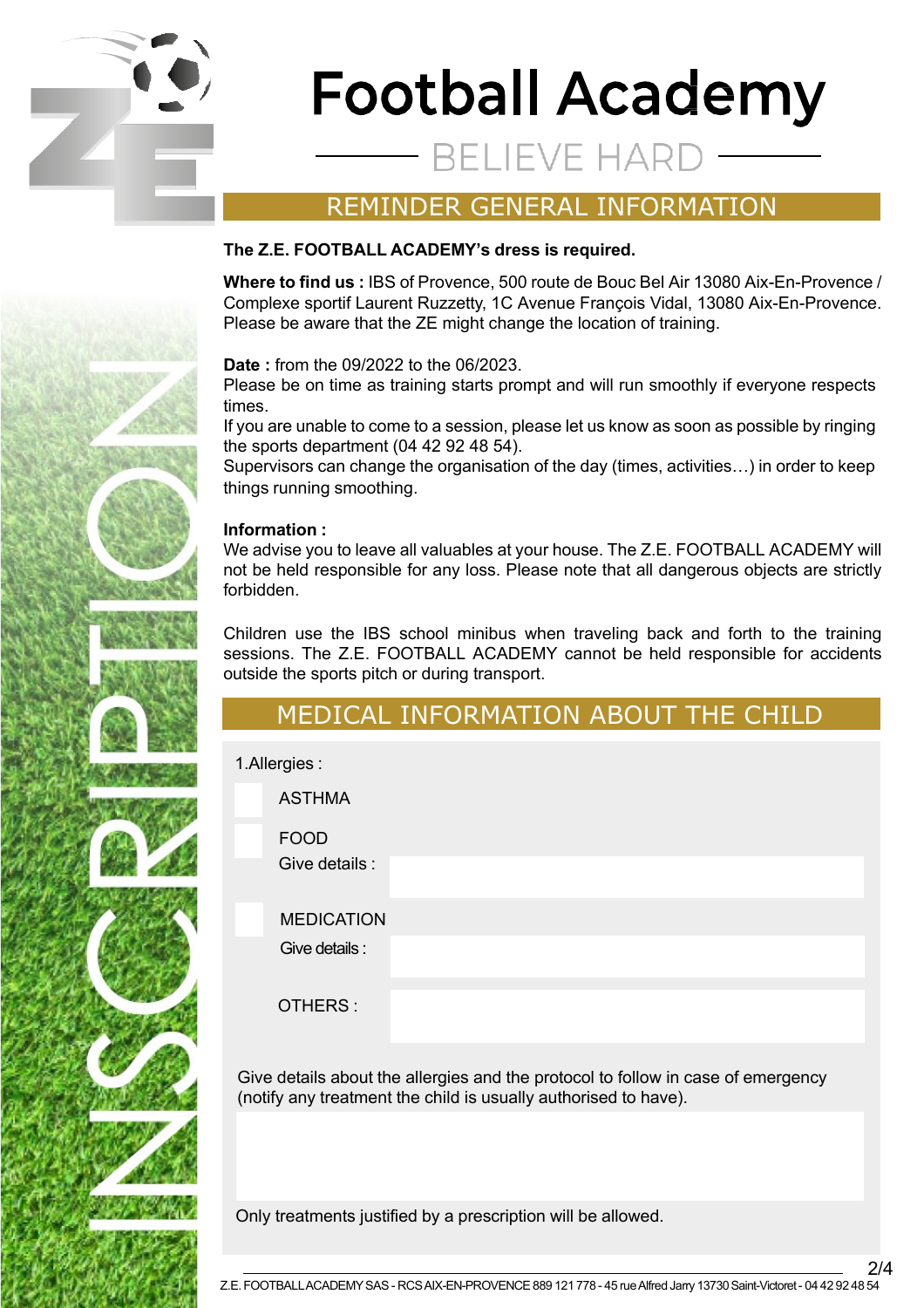# Football Academy

BELIEVE HARD

INSCRIPTION

## REMINDER GENERAL INFORMATION

**The Z.E. FOOTBALL ACADEMY's dress is required.**

**Where to find us :** IBS of Provence, 500 route de Bouc Bel Air 13080 Aix-En-Provence / Complexe sportif Laurent Ruzzetty, 1C Avenue François Vidal, 13080 Aix-En-Provence. Please be aware that the ZE might change the location of training.

**Date :** from the 09/2022 to the 06/2023.
Please be on time as training starts prompt and will run smoothly if everyone respects times.
If you are unable to come to a session, please let us know as soon as possible by ringing the sports department (04 42 92 48 54).
Supervisors can change the organisation of the day (times, activities…) in order to keep things running smoothing.

**Information :**
We advise you to leave all valuables at your house. The Z.E. FOOTBALL ACADEMY will not be held responsible for any loss. Please note that all dangerous objects are strictly forbidden.

Children use the IBS school minibus when traveling back and forth to the training sessions. The Z.E. FOOTBALL ACADEMY cannot be held responsible for accidents outside the sports pitch or during transport.

## MEDICAL INFORMATION ABOUT THE CHILD

1.Allergies :

- [ ] ASTHMA
- [ ] FOOD
  Give details :
- [ ] MEDICATION
  Give details :

OTHERS :

Give details about the allergies and the protocol to follow in case of emergency (notify any treatment the child is usually authorised to have).

Only treatments justified by a prescription will be allowed.

Z.E. FOOTBALL ACADEMY SAS - RCS AIX-EN-PROVENCE 889 121 778 - 45 rue Alfred Jarry 13730 Saint-Victoret - 04 42 92 48 54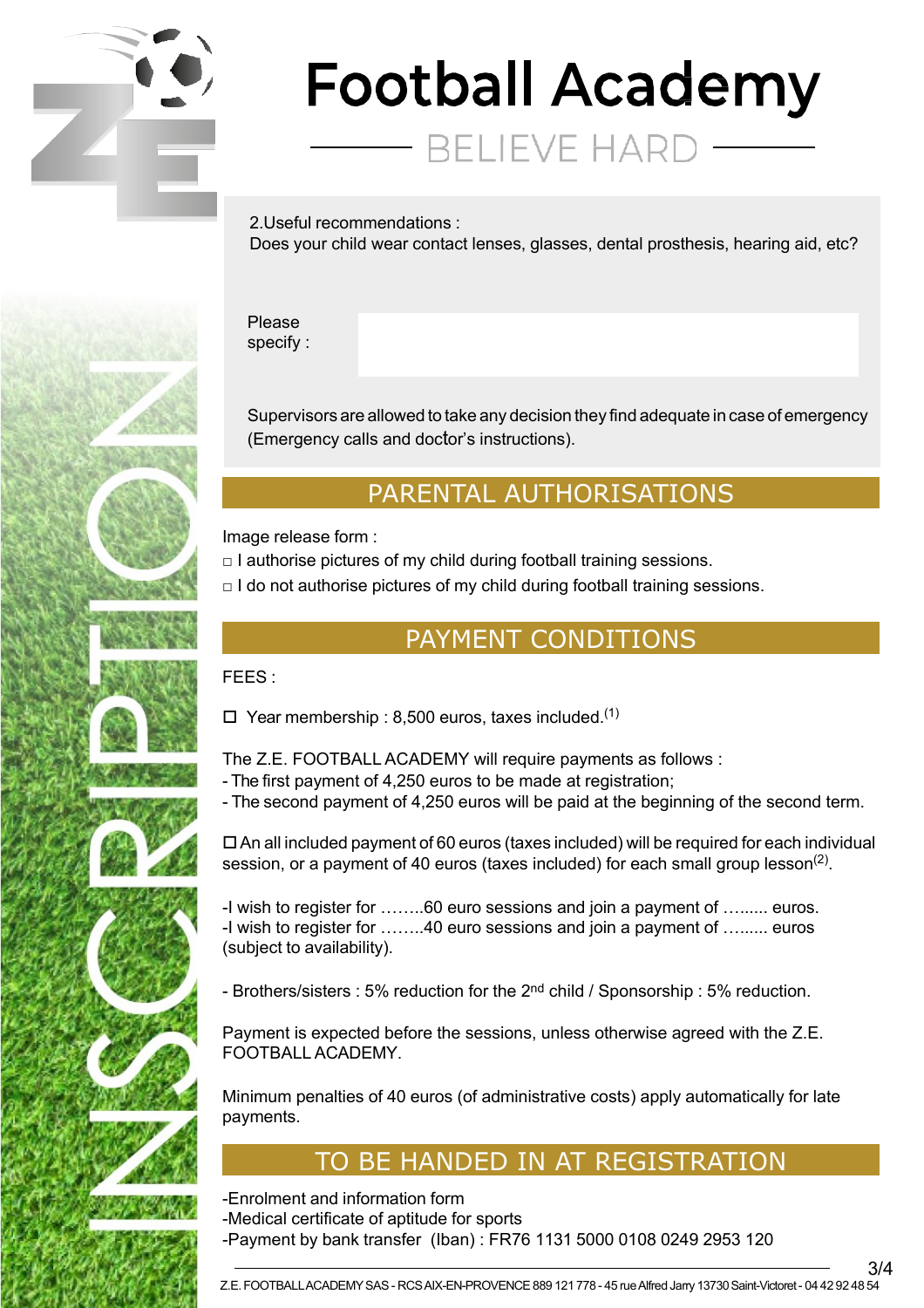# Football Academy

BELIEVE HARD

2.Useful recommendations :
Does your child wear contact lenses, glasses, dental prosthesis, hearing aid, etc?

Please specify :

Supervisors are allowed to take any decision they find adequate in case of emergency (Emergency calls and doctor's instructions).

## PARENTAL AUTHORISATIONS

Image release form :

- □ I authorise pictures of my child during football training sessions.
- □ I do not authorise pictures of my child during football training sessions.

## PAYMENT CONDITIONS

FEES :

☐ Year membership : 8,500 euros, taxes included.[1]

The Z.E. FOOTBALL ACADEMY will require payments as follows :
- The first payment of 4,250 euros to be made at registration;
- The second payment of 4,250 euros will be paid at the beginning of the second term.

☐ An all included payment of 60 euros (taxes included) will be required for each individual session, or a payment of 40 euros (taxes included) for each small group lesson[2].

-I wish to register for ……..60 euro sessions and join a payment of …...... euros.
-I wish to register for ……..40 euro sessions and join a payment of …...... euros (subject to availability).

- Brothers/sisters : 5% reduction for the 2nd child / Sponsorship : 5% reduction.

Payment is expected before the sessions, unless otherwise agreed with the Z.E. FOOTBALL ACADEMY.

Minimum penalties of 40 euros (of administrative costs) apply automatically for late payments.

## TO BE HANDED IN AT REGISTRATION

-Enrolment and information form
-Medical certificate of aptitude for sports
-Payment by bank transfer (Iban) : FR76 1131 5000 0108 0249 2953 120

INSCRIPTION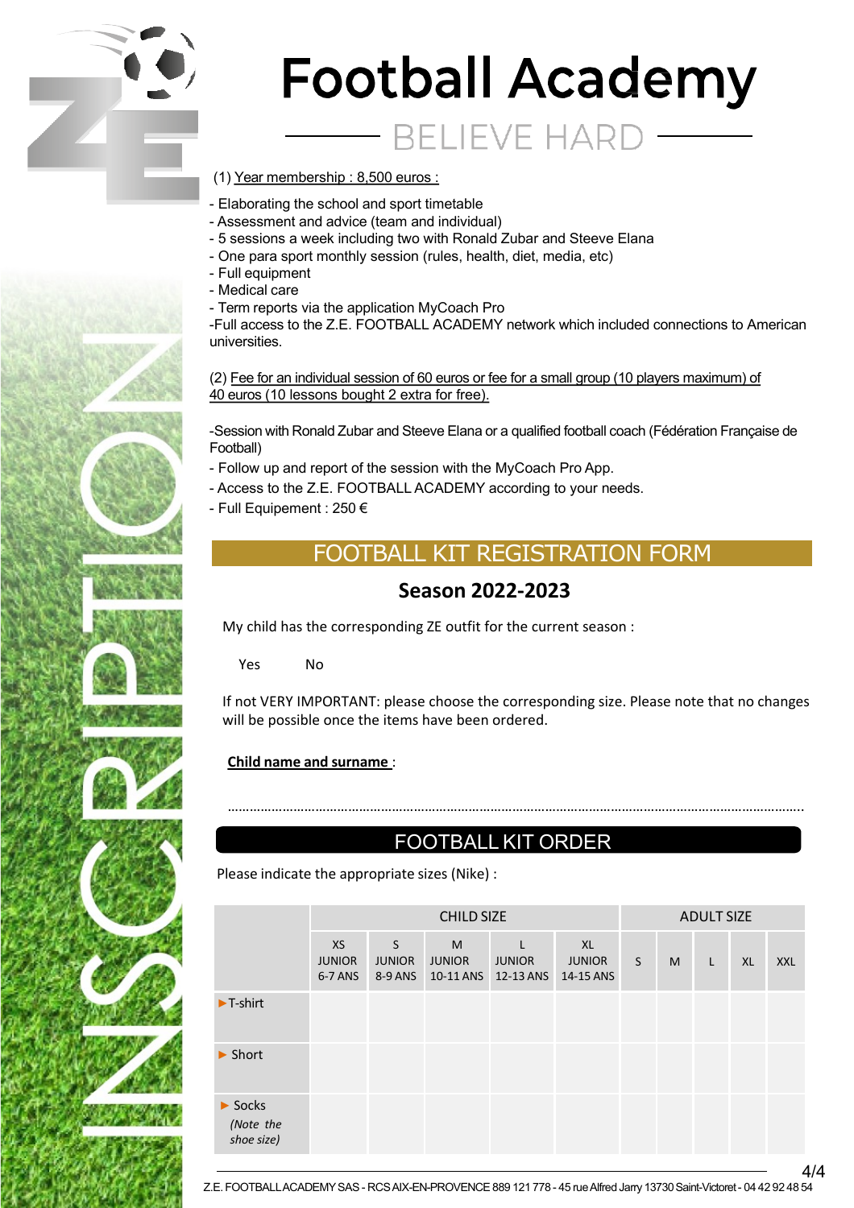# Football Academy

BELIEVE HARD

INSCRIPTION

(1) Year membership : 8,500 euros :

- Elaborating the school and sport timetable
- Assessment and advice (team and individual)
- 5 sessions a week including two with Ronald Zubar and Steeve Elana
- One para sport monthly session (rules, health, diet, media, etc)
- Full equipment
- Medical care
- Term reports via the application MyCoach Pro

-Full access to the Z.E. FOOTBALL ACADEMY network which included connections to American universities.

(2) Fee for an individual session of 60 euros or fee for a small group (10 players maximum) of 40 euros (10 lessons bought 2 extra for free).

-Session with Ronald Zubar and Steeve Elana or a qualified football coach (Fédération Française de Football)

- Follow up and report of the session with the MyCoach Pro App.
- Access to the Z.E. FOOTBALL ACADEMY according to your needs.
- Full Equipement : 250 €

## FOOTBALL KIT REGISTRATION FORM

### Season 2022-2023

My child has the corresponding ZE outfit for the current season :

Yes No

If not VERY IMPORTANT: please choose the corresponding size. Please note that no changes will be possible once the items have been ordered.

**Child name and surname** :

……………………………………………………………………………………………………………………………………

## FOOTBALL KIT ORDER

Please indicate the appropriate sizes (Nike) :

| | CHILD SIZE | | | | | ADULT SIZE | | | | |
|---|---|---|---|---|---|---|---|---|---|---|
| | XS JUNIOR 6-7 ANS | S JUNIOR 8-9 ANS | M JUNIOR 10-11 ANS | L JUNIOR 12-13 ANS | XL JUNIOR 14-15 ANS | S | M | L | XL | XXL |
| ►T-shirt | | | | | | | | | | |
| ► Short | | | | | | | | | | |
| ► Socks *(Note the shoe size)* | | | | | | | | | | |

Z.E. FOOTBALL ACADEMY SAS - RCS AIX-EN-PROVENCE 889 121 778 - 45 rue Alfred Jarry 13730 Saint-Victoret - 04 42 92 48 54